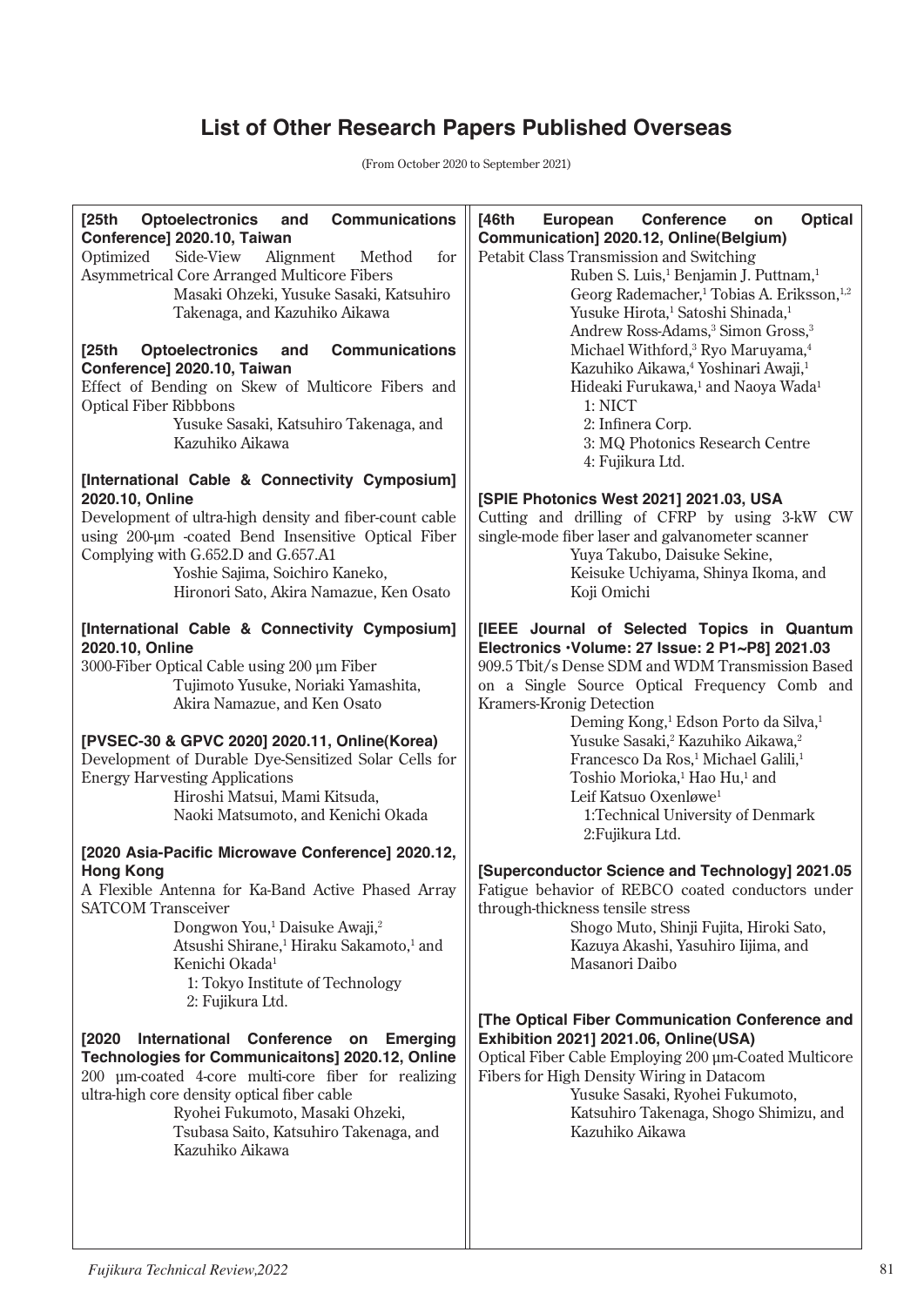# List of Other Research Papers Published Overseas

(From October 2020 to September 2021)

**[25th Optoelectronics and Communications Conference] 2020.10, Taiwan**
Optimized Side-View Alignment Method for Asymmetrical Core Arranged Multicore Fibers
Masaki Ohzeki, Yusuke Sasaki, Katsuhiro Takenaga, and Kazuhiko Aikawa

**[25th Optoelectronics and Communications Conference] 2020.10, Taiwan**
Effect of Bending on Skew of Multicore Fibers and Optical Fiber Ribbbons
Yusuke Sasaki, Katsuhiro Takenaga, and Kazuhiko Aikawa

**[International Cable & Connectivity Cymposium] 2020.10, Online**
Development of ultra-high density and fiber-count cable using 200-µm -coated Bend Insensitive Optical Fiber Complying with G.652.D and G.657.A1
Yoshie Sajima, Soichiro Kaneko, Hironori Sato, Akira Namazue, Ken Osato

**[International Cable & Connectivity Cymposium] 2020.10, Online**
3000-Fiber Optical Cable using 200 µm Fiber
Tujimoto Yusuke, Noriaki Yamashita, Akira Namazue, and Ken Osato

**[PVSEC-30 & GPVC 2020] 2020.11, Online(Korea)**
Development of Durable Dye-Sensitized Solar Cells for Energy Harvesting Applications
Hiroshi Matsui, Mami Kitsuda, Naoki Matsumoto, and Kenichi Okada

**[2020 Asia-Pacific Microwave Conference] 2020.12, Hong Kong**
A Flexible Antenna for Ka-Band Active Phased Array SATCOM Transceiver
Dongwon You,[1] Daisuke Awaji,[2] Atsushi Shirane,[1] Hiraku Sakamoto,[1] and Kenichi Okada[1]
1: Tokyo Institute of Technology
2: Fujikura Ltd.

**[2020 International Conference on Emerging Technologies for Communicaitons] 2020.12, Online**
200 µm-coated 4-core multi-core fiber for realizing ultra-high core density optical fiber cable
Ryohei Fukumoto, Masaki Ohzeki, Tsubasa Saito, Katsuhiro Takenaga, and Kazuhiko Aikawa

**[46th European Conference on Optical Communication] 2020.12, Online(Belgium)**
Petabit Class Transmission and Switching
Ruben S. Luis,[1] Benjamin J. Puttnam,[1] Georg Rademacher,[1] Tobias A. Eriksson,[1,2] Yusuke Hirota,[1] Satoshi Shinada,[1] Andrew Ross-Adams,[3] Simon Gross,[3] Michael Withford,[3] Ryo Maruyama,[4] Kazuhiko Aikawa,[4] Yoshinari Awaji,[1] Hideaki Furukawa,[1] and Naoya Wada[1]
1: NICT
2: Infinera Corp.
3: MQ Photonics Research Centre
4: Fujikura Ltd.

**[SPIE Photonics West 2021] 2021.03, USA**
Cutting and drilling of CFRP by using 3-kW CW single-mode fiber laser and galvanometer scanner
Yuya Takubo, Daisuke Sekine, Keisuke Uchiyama, Shinya Ikoma, and Koji Omichi

**[IEEE Journal of Selected Topics in Quantum Electronics ･Volume: 27 Issue: 2 P1~P8] 2021.03**
909.5 Tbit/s Dense SDM and WDM Transmission Based on a Single Source Optical Frequency Comb and Kramers-Kronig Detection
Deming Kong,[1] Edson Porto da Silva,[1] Yusuke Sasaki,[2] Kazuhiko Aikawa,[2] Francesco Da Ros,[1] Michael Galili,[1] Toshio Morioka,[1] Hao Hu,[1] and Leif Katsuo Oxenløwe[1]
1:Technical University of Denmark
2:Fujikura Ltd.

**[Superconductor Science and Technology] 2021.05**
Fatigue behavior of REBCO coated conductors under through-thickness tensile stress
Shogo Muto, Shinji Fujita, Hiroki Sato, Kazuya Akashi, Yasuhiro Iijima, and Masanori Daibo

**[The Optical Fiber Communication Conference and Exhibition 2021] 2021.06, Online(USA)**
Optical Fiber Cable Employing 200 µm-Coated Multicore Fibers for High Density Wiring in Datacom
Yusuke Sasaki, Ryohei Fukumoto, Katsuhiro Takenaga, Shogo Shimizu, and Kazuhiko Aikawa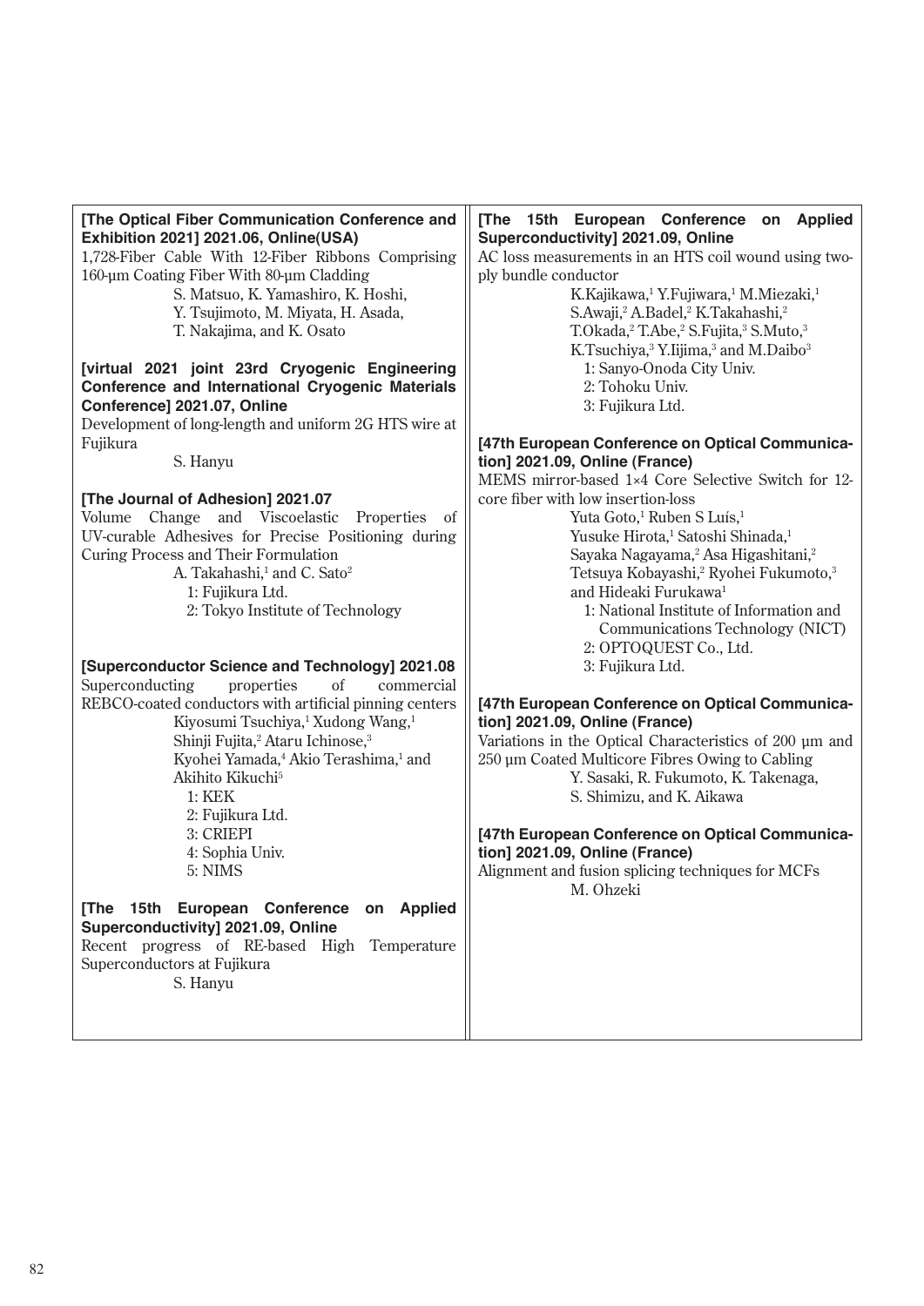**[The Optical Fiber Communication Conference and Exhibition 2021] 2021.06, Online(USA)**

1,728-Fiber Cable With 12-Fiber Ribbons Comprising 160-µm Coating Fiber With 80-µm Cladding

S. Matsuo, K. Yamashiro, K. Hoshi, Y. Tsujimoto, M. Miyata, H. Asada, T. Nakajima, and K. Osato

**[virtual 2021 joint 23rd Cryogenic Engineering Conference and International Cryogenic Materials Conference] 2021.07, Online**

Development of long-length and uniform 2G HTS wire at Fujikura

S. Hanyu

**[The Journal of Adhesion] 2021.07**

Volume Change and Viscoelastic Properties of UV-curable Adhesives for Precise Positioning during Curing Process and Their Formulation

A. Takahashi,[1] and C. Sato[2]

1: Fujikura Ltd.
2: Tokyo Institute of Technology

**[Superconductor Science and Technology] 2021.08**

Superconducting properties of commercial REBCO-coated conductors with artificial pinning centers

Kiyosumi Tsuchiya,[1] Xudong Wang,[1] Shinji Fujita,[2] Ataru Ichinose,[3] Kyohei Yamada,[4] Akio Terashima,[1] and Akihito Kikuchi[5]

1: KEK
2: Fujikura Ltd.
3: CRIEPI
4: Sophia Univ.
5: NIMS

**[The 15th European Conference on Applied Superconductivity] 2021.09, Online**

Recent progress of RE-based High Temperature Superconductors at Fujikura

S. Hanyu

**[The 15th European Conference on Applied Superconductivity] 2021.09, Online**

AC loss measurements in an HTS coil wound using two-ply bundle conductor

K.Kajikawa,[1] Y.Fujiwara,[1] M.Miezaki,[1] S.Awaji,[2] A.Badel,[2] K.Takahashi,[2] T.Okada,[2] T.Abe,[2] S.Fujita,[3] S.Muto,[3] K.Tsuchiya,[3] Y.Iijima,[3] and M.Daibo[3]

1: Sanyo-Onoda City Univ.
2: Tohoku Univ.
3: Fujikura Ltd.

**[47th European Conference on Optical Communication] 2021.09, Online (France)**

MEMS mirror-based 1×4 Core Selective Switch for 12-core fiber with low insertion-loss

Yuta Goto,[1] Ruben S Luís,[1] Yusuke Hirota,[1] Satoshi Shinada,[1] Sayaka Nagayama,[2] Asa Higashitani,[2] Tetsuya Kobayashi,[2] Ryohei Fukumoto,[3] and Hideaki Furukawa[1]

1: National Institute of Information and Communications Technology (NICT)
2: OPTOQUEST Co., Ltd.
3: Fujikura Ltd.

**[47th European Conference on Optical Communication] 2021.09, Online (France)**

Variations in the Optical Characteristics of 200 µm and 250 µm Coated Multicore Fibres Owing to Cabling

Y. Sasaki, R. Fukumoto, K. Takenaga, S. Shimizu, and K. Aikawa

**[47th European Conference on Optical Communication] 2021.09, Online (France)**

Alignment and fusion splicing techniques for MCFs

M. Ohzeki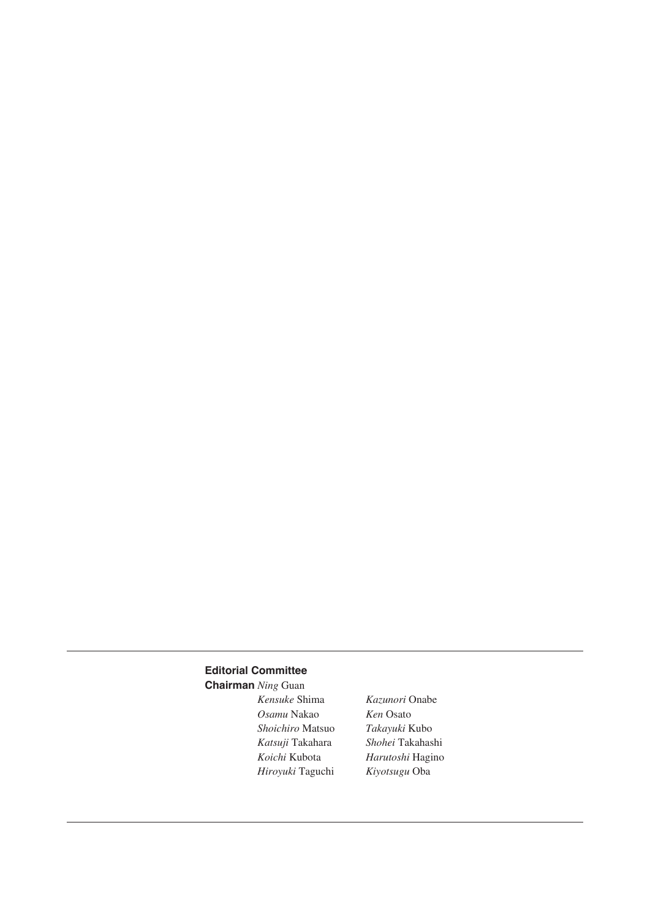**Editorial Committee**

**Chairman** *Ning* Guan

| | |
|---|---|
| *Kensuke* Shima | *Kazunori* Onabe |
| *Osamu* Nakao | *Ken* Osato |
| *Shoichiro* Matsuo | *Takayuki* Kubo |
| *Katsuji* Takahara | *Shohei* Takahashi |
| *Koichi* Kubota | *Harutoshi* Hagino |
| *Hiroyuki* Taguchi | *Kiyotsugu* Oba |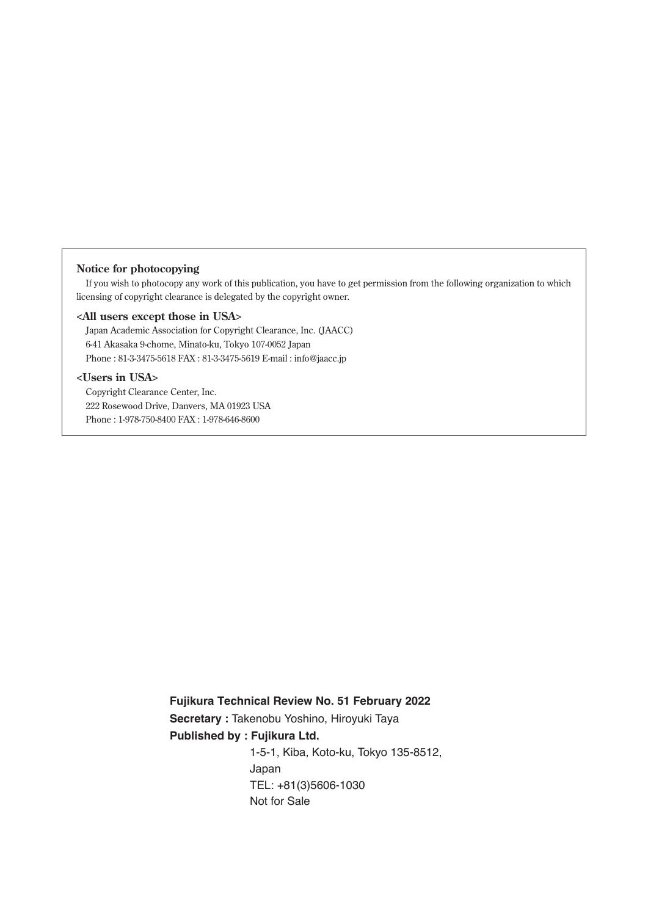**Notice for photocopying**

If you wish to photocopy any work of this publication, you have to get permission from the following organization to which licensing of copyright clearance is delegated by the copyright owner.

**<All users except those in USA>**

Japan Academic Association for Copyright Clearance, Inc. (JAACC)
6-41 Akasaka 9-chome, Minato-ku, Tokyo 107-0052 Japan
Phone : 81-3-3475-5618 FAX : 81-3-3475-5619 E-mail : info@jaacc.jp

**<Users in USA>**

Copyright Clearance Center, Inc.
222 Rosewood Drive, Danvers, MA 01923 USA
Phone : 1-978-750-8400 FAX : 1-978-646-8600

**Fujikura Technical Review No. 51 February 2022**
**Secretary :** Takenobu Yoshino, Hiroyuki Taya
**Published by : Fujikura Ltd.**
1-5-1, Kiba, Koto-ku, Tokyo 135-8512,
Japan
TEL: +81(3)5606-1030
Not for Sale